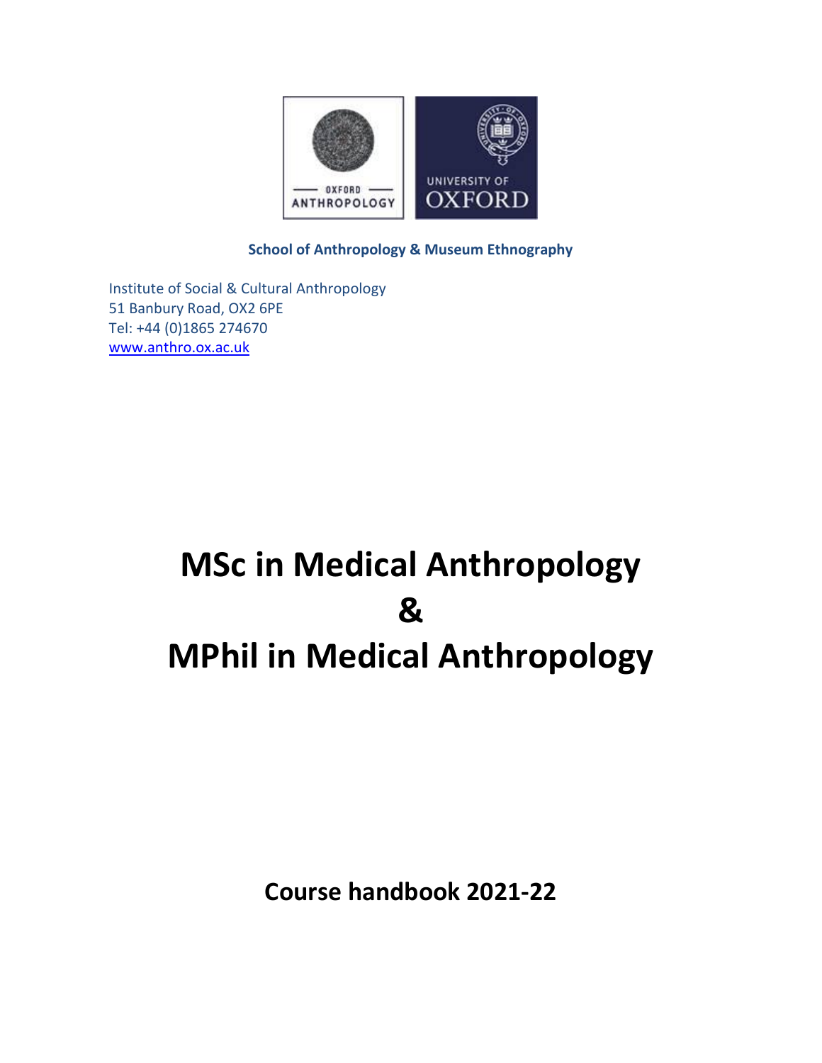OXFORD ANTHROPOLOGY

UNIVERSITY OF OXFORD

**School of Anthropology & Museum Ethnography**

Institute of Social & Cultural Anthropology
51 Banbury Road, OX2 6PE
Tel: +44 (0)1865 274670
www.anthro.ox.ac.uk

# MSc in Medical Anthropology & MPhil in Medical Anthropology

**Course handbook 2021-22**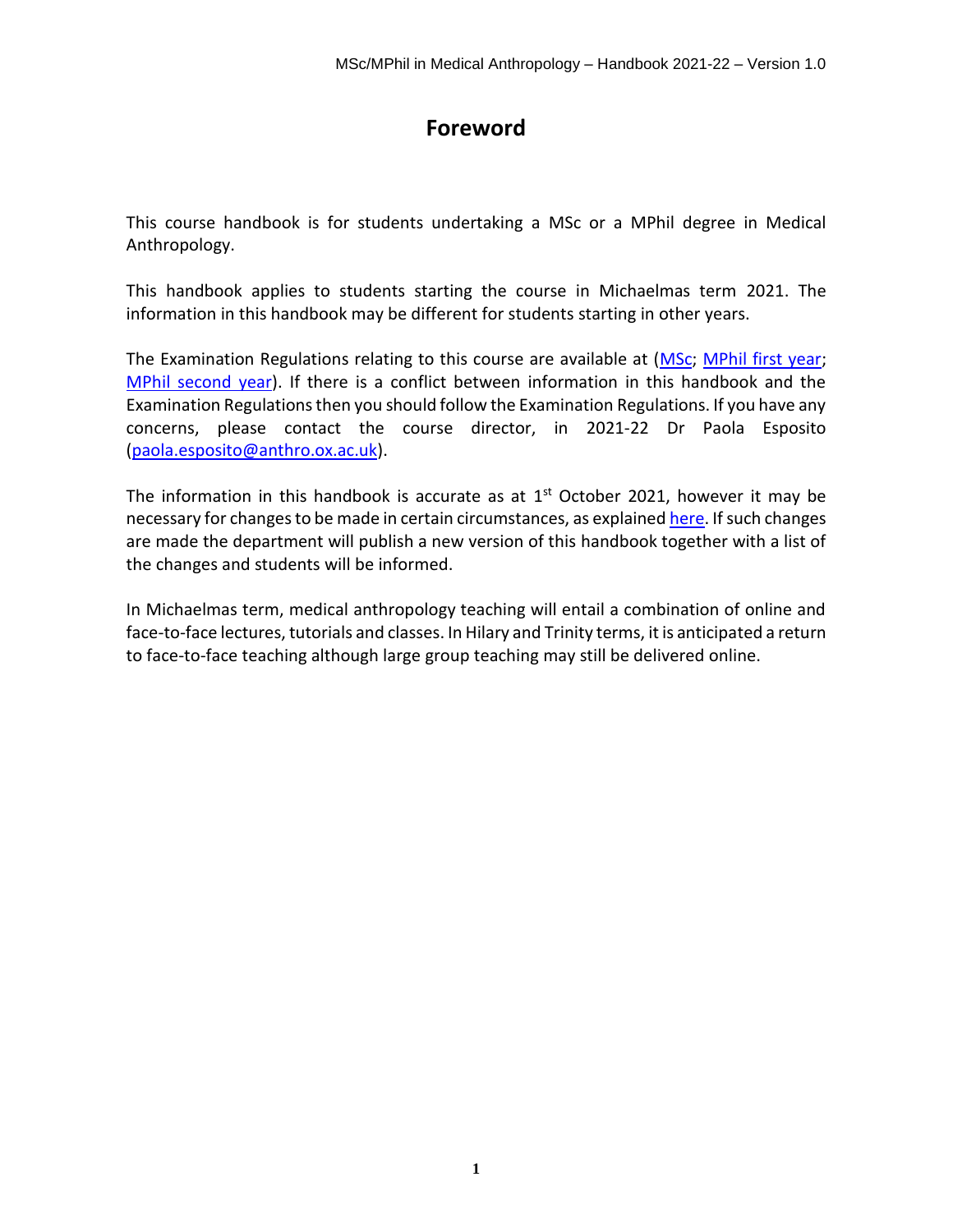# Foreword

This course handbook is for students undertaking a MSc or a MPhil degree in Medical Anthropology.

This handbook applies to students starting the course in Michaelmas term 2021. The information in this handbook may be different for students starting in other years.

The Examination Regulations relating to this course are available at (MSc; MPhil first year; MPhil second year). If there is a conflict between information in this handbook and the Examination Regulations then you should follow the Examination Regulations. If you have any concerns, please contact the course director, in 2021-22 Dr Paola Esposito (paola.esposito@anthro.ox.ac.uk).

The information in this handbook is accurate as at 1st October 2021, however it may be necessary for changes to be made in certain circumstances, as explained here. If such changes are made the department will publish a new version of this handbook together with a list of the changes and students will be informed.

In Michaelmas term, medical anthropology teaching will entail a combination of online and face-to-face lectures, tutorials and classes. In Hilary and Trinity terms, it is anticipated a return to face-to-face teaching although large group teaching may still be delivered online.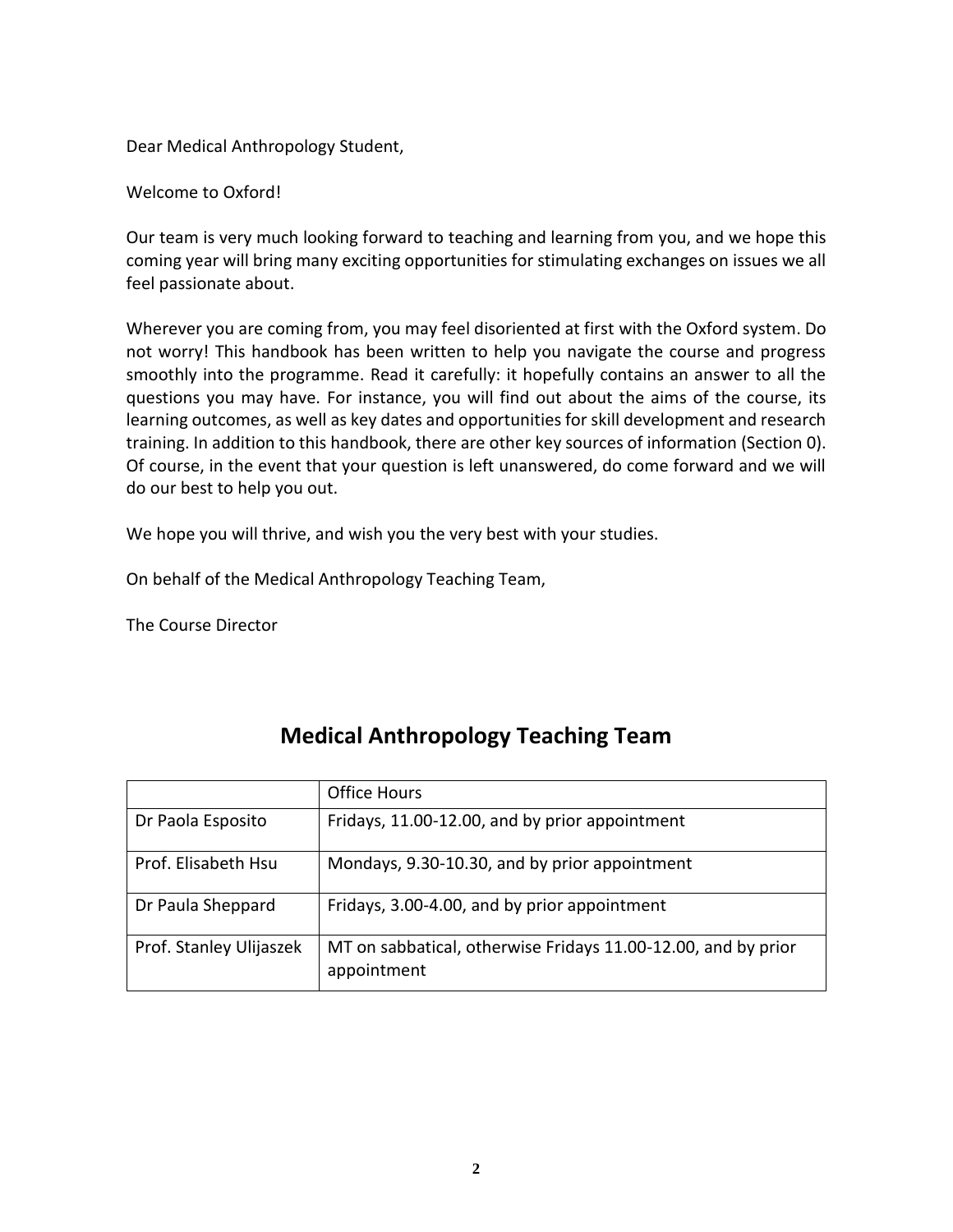Dear Medical Anthropology Student,

Welcome to Oxford!

Our team is very much looking forward to teaching and learning from you, and we hope this coming year will bring many exciting opportunities for stimulating exchanges on issues we all feel passionate about.

Wherever you are coming from, you may feel disoriented at first with the Oxford system. Do not worry! This handbook has been written to help you navigate the course and progress smoothly into the programme. Read it carefully: it hopefully contains an answer to all the questions you may have. For instance, you will find out about the aims of the course, its learning outcomes, as well as key dates and opportunities for skill development and research training. In addition to this handbook, there are other key sources of information (Section 0). Of course, in the event that your question is left unanswered, do come forward and we will do our best to help you out.

We hope you will thrive, and wish you the very best with your studies.

On behalf of the Medical Anthropology Teaching Team,

The Course Director

## Medical Anthropology Teaching Team

| | Office Hours |
|---|---|
| Dr Paola Esposito | Fridays, 11.00-12.00, and by prior appointment |
| Prof. Elisabeth Hsu | Mondays, 9.30-10.30, and by prior appointment |
| Dr Paula Sheppard | Fridays, 3.00-4.00, and by prior appointment |
| Prof. Stanley Ulijaszek | MT on sabbatical, otherwise Fridays 11.00-12.00, and by prior appointment |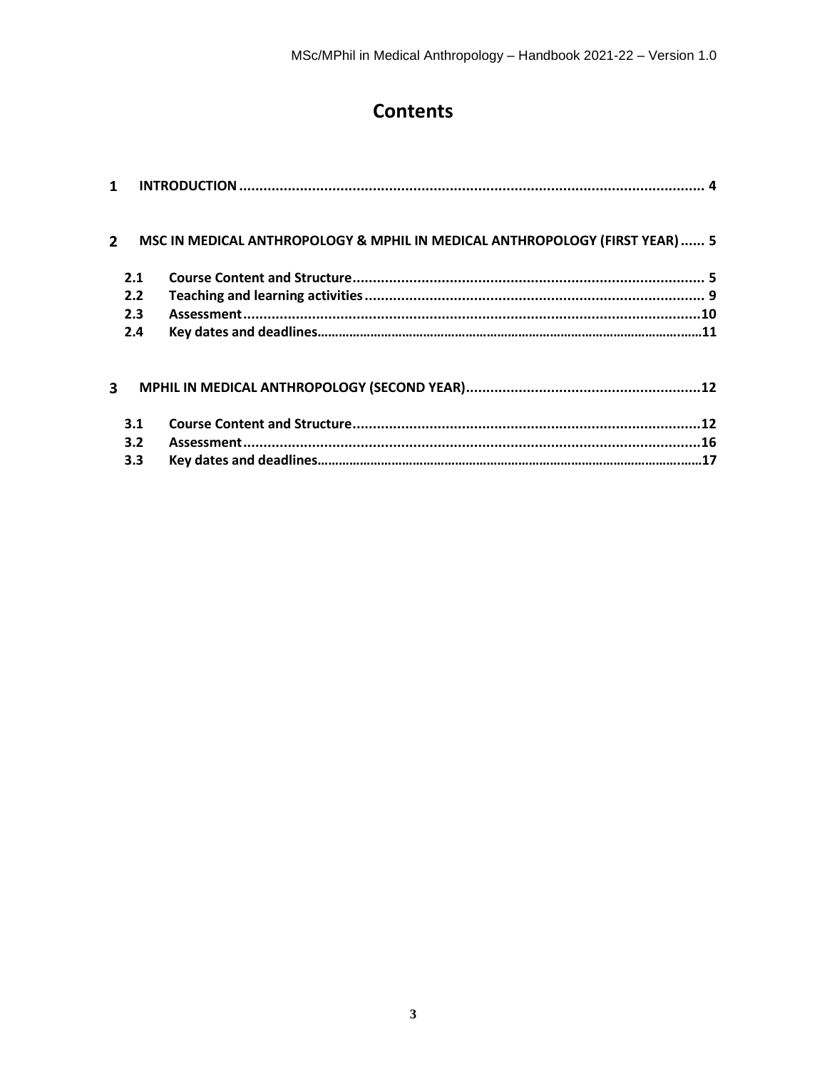# Contents

1 INTRODUCTION .................................................................................................................. 4

2 MSC IN MEDICAL ANTHROPOLOGY & MPHIL IN MEDICAL ANTHROPOLOGY (FIRST YEAR) ...... 5

- 2.1 Course Content and Structure ....................................................................................... 5
- 2.2 Teaching and learning activities .................................................................................... 9
- 2.3 Assessment .................................................................................................................10
- 2.4 Key dates and deadlines...........................................................................................................11

3 MPHIL IN MEDICAL ANTHROPOLOGY (SECOND YEAR)..........................................................12

- 3.1 Course Content and Structure ......................................................................................12
- 3.2 Assessment .................................................................................................................16
- 3.3 Key dates and deadlines...........................................................................................................17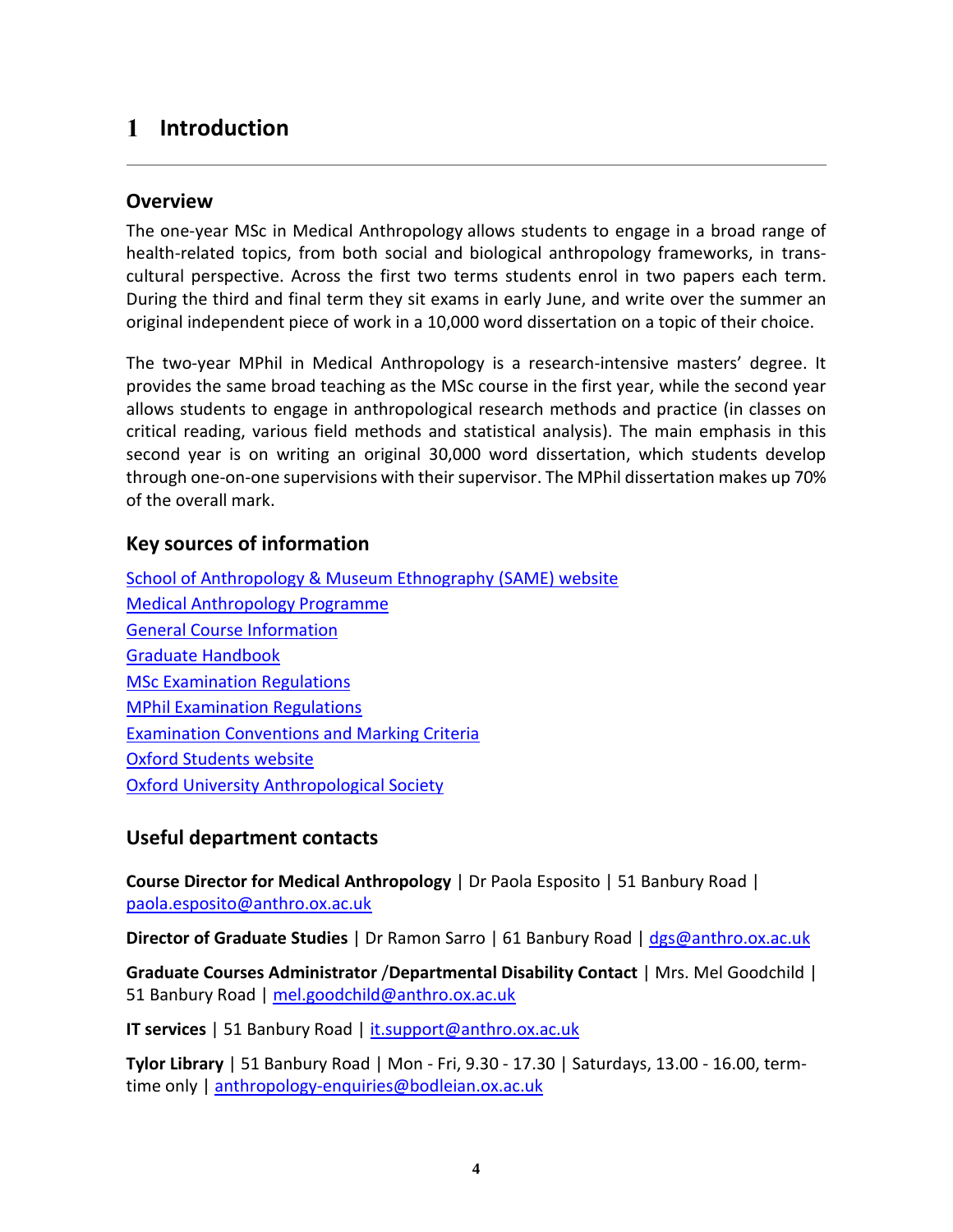# 1 Introduction

## Overview

The one-year MSc in Medical Anthropology allows students to engage in a broad range of health-related topics, from both social and biological anthropology frameworks, in trans-cultural perspective. Across the first two terms students enrol in two papers each term. During the third and final term they sit exams in early June, and write over the summer an original independent piece of work in a 10,000 word dissertation on a topic of their choice.

The two-year MPhil in Medical Anthropology is a research-intensive masters' degree. It provides the same broad teaching as the MSc course in the first year, while the second year allows students to engage in anthropological research methods and practice (in classes on critical reading, various field methods and statistical analysis). The main emphasis in this second year is on writing an original 30,000 word dissertation, which students develop through one-on-one supervisions with their supervisor. The MPhil dissertation makes up 70% of the overall mark.

## Key sources of information

School of Anthropology & Museum Ethnography (SAME) website
Medical Anthropology Programme
General Course Information
Graduate Handbook
MSc Examination Regulations
MPhil Examination Regulations
Examination Conventions and Marking Criteria
Oxford Students website
Oxford University Anthropological Society

## Useful department contacts

**Course Director for Medical Anthropology** | Dr Paola Esposito | 51 Banbury Road | paola.esposito@anthro.ox.ac.uk

**Director of Graduate Studies** | Dr Ramon Sarro | 61 Banbury Road | dgs@anthro.ox.ac.uk

**Graduate Courses Administrator /Departmental Disability Contact** | Mrs. Mel Goodchild | 51 Banbury Road | mel.goodchild@anthro.ox.ac.uk

**IT services** | 51 Banbury Road | it.support@anthro.ox.ac.uk

**Tylor Library** | 51 Banbury Road | Mon - Fri, 9.30 - 17.30 | Saturdays, 13.00 - 16.00, term-time only | anthropology-enquiries@bodleian.ox.ac.uk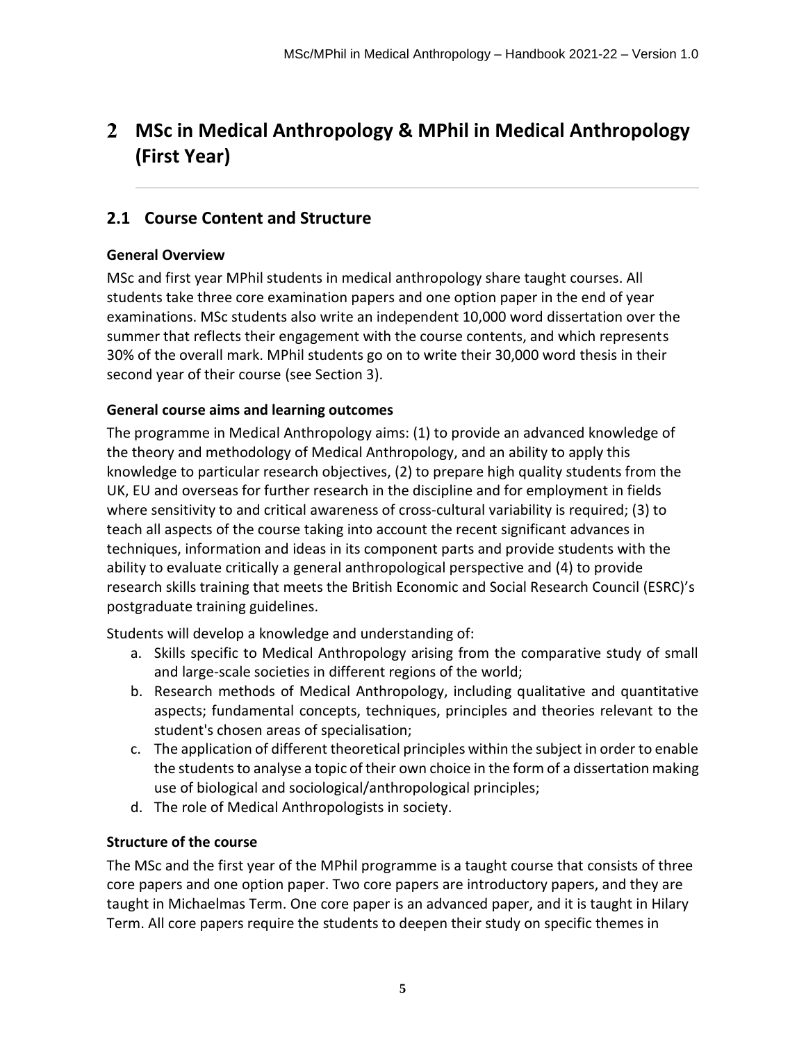# 2 MSc in Medical Anthropology & MPhil in Medical Anthropology (First Year)

## 2.1 Course Content and Structure

### General Overview

MSc and first year MPhil students in medical anthropology share taught courses. All students take three core examination papers and one option paper in the end of year examinations. MSc students also write an independent 10,000 word dissertation over the summer that reflects their engagement with the course contents, and which represents 30% of the overall mark. MPhil students go on to write their 30,000 word thesis in their second year of their course (see Section 3).

### General course aims and learning outcomes

The programme in Medical Anthropology aims: (1) to provide an advanced knowledge of the theory and methodology of Medical Anthropology, and an ability to apply this knowledge to particular research objectives, (2) to prepare high quality students from the UK, EU and overseas for further research in the discipline and for employment in fields where sensitivity to and critical awareness of cross-cultural variability is required; (3) to teach all aspects of the course taking into account the recent significant advances in techniques, information and ideas in its component parts and provide students with the ability to evaluate critically a general anthropological perspective and (4) to provide research skills training that meets the British Economic and Social Research Council (ESRC)'s postgraduate training guidelines.

Students will develop a knowledge and understanding of:

a. Skills specific to Medical Anthropology arising from the comparative study of small and large-scale societies in different regions of the world;
b. Research methods of Medical Anthropology, including qualitative and quantitative aspects; fundamental concepts, techniques, principles and theories relevant to the student's chosen areas of specialisation;
c. The application of different theoretical principles within the subject in order to enable the students to analyse a topic of their own choice in the form of a dissertation making use of biological and sociological/anthropological principles;
d. The role of Medical Anthropologists in society.

### Structure of the course

The MSc and the first year of the MPhil programme is a taught course that consists of three core papers and one option paper. Two core papers are introductory papers, and they are taught in Michaelmas Term. One core paper is an advanced paper, and it is taught in Hilary Term. All core papers require the students to deepen their study on specific themes in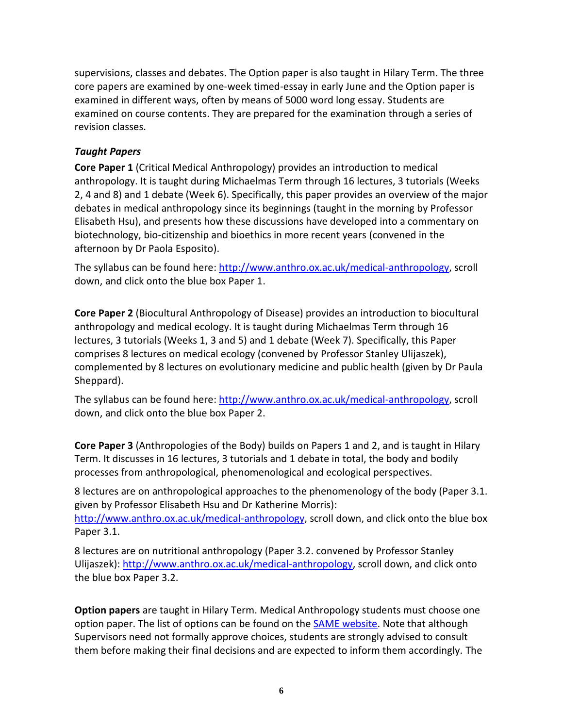supervisions, classes and debates. The Option paper is also taught in Hilary Term. The three core papers are examined by one-week timed-essay in early June and the Option paper is examined in different ways, often by means of 5000 word long essay. Students are examined on course contents. They are prepared for the examination through a series of revision classes.

### *Taught Papers*

**Core Paper 1** (Critical Medical Anthropology) provides an introduction to medical anthropology. It is taught during Michaelmas Term through 16 lectures, 3 tutorials (Weeks 2, 4 and 8) and 1 debate (Week 6). Specifically, this paper provides an overview of the major debates in medical anthropology since its beginnings (taught in the morning by Professor Elisabeth Hsu), and presents how these discussions have developed into a commentary on biotechnology, bio-citizenship and bioethics in more recent years (convened in the afternoon by Dr Paola Esposito).

The syllabus can be found here: http://www.anthro.ox.ac.uk/medical-anthropology, scroll down, and click onto the blue box Paper 1.

**Core Paper 2** (Biocultural Anthropology of Disease) provides an introduction to biocultural anthropology and medical ecology. It is taught during Michaelmas Term through 16 lectures, 3 tutorials (Weeks 1, 3 and 5) and 1 debate (Week 7). Specifically, this Paper comprises 8 lectures on medical ecology (convened by Professor Stanley Ulijaszek), complemented by 8 lectures on evolutionary medicine and public health (given by Dr Paula Sheppard).

The syllabus can be found here: http://www.anthro.ox.ac.uk/medical-anthropology, scroll down, and click onto the blue box Paper 2.

**Core Paper 3** (Anthropologies of the Body) builds on Papers 1 and 2, and is taught in Hilary Term. It discusses in 16 lectures, 3 tutorials and 1 debate in total, the body and bodily processes from anthropological, phenomenological and ecological perspectives.

8 lectures are on anthropological approaches to the phenomenology of the body (Paper 3.1. given by Professor Elisabeth Hsu and Dr Katherine Morris): http://www.anthro.ox.ac.uk/medical-anthropology, scroll down, and click onto the blue box Paper 3.1.

8 lectures are on nutritional anthropology (Paper 3.2. convened by Professor Stanley Ulijaszek): http://www.anthro.ox.ac.uk/medical-anthropology, scroll down, and click onto the blue box Paper 3.2.

**Option papers** are taught in Hilary Term. Medical Anthropology students must choose one option paper. The list of options can be found on the SAME website. Note that although Supervisors need not formally approve choices, students are strongly advised to consult them before making their final decisions and are expected to inform them accordingly. The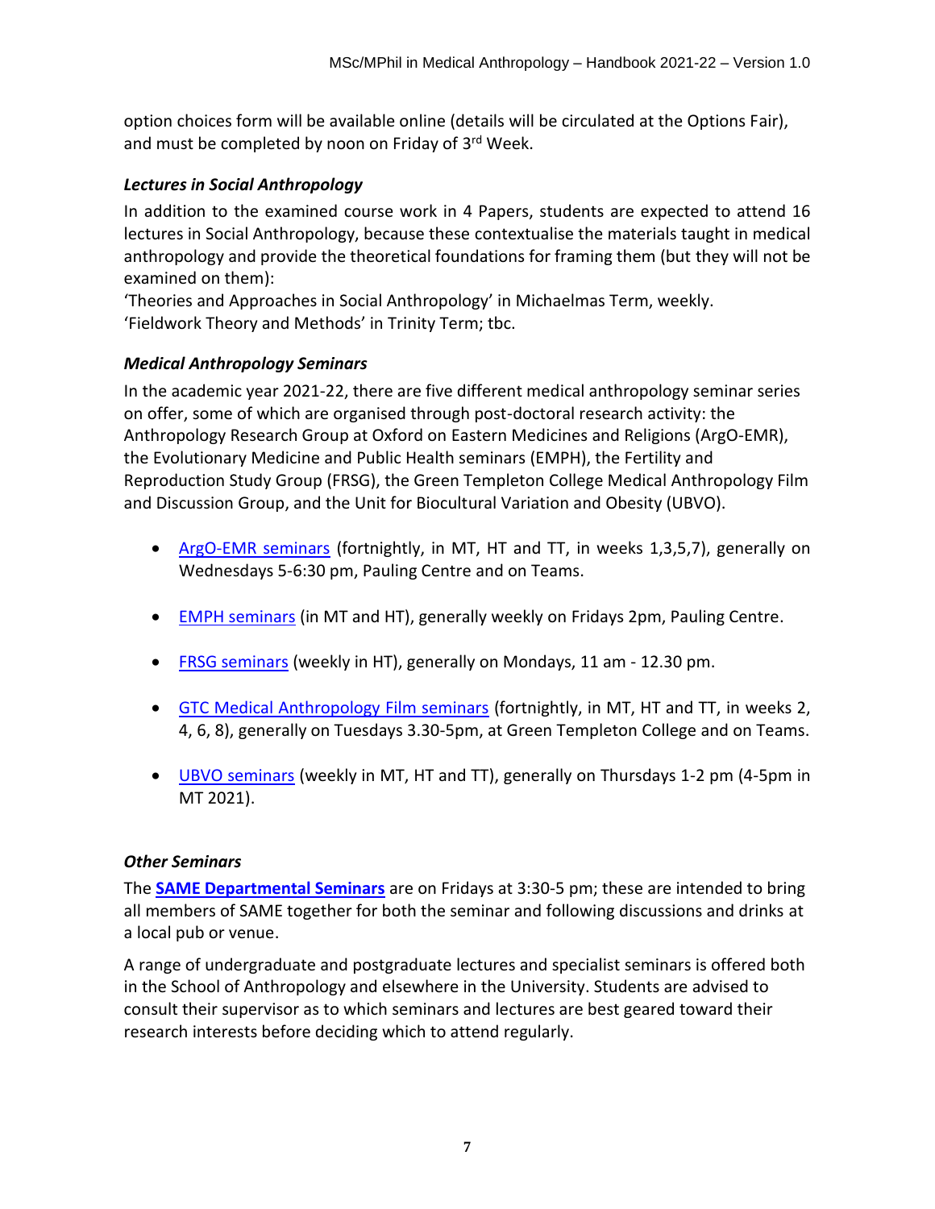option choices form will be available online (details will be circulated at the Options Fair), and must be completed by noon on Friday of 3rd Week.

### *Lectures in Social Anthropology*

In addition to the examined course work in 4 Papers, students are expected to attend 16 lectures in Social Anthropology, because these contextualise the materials taught in medical anthropology and provide the theoretical foundations for framing them (but they will not be examined on them):

'Theories and Approaches in Social Anthropology' in Michaelmas Term, weekly.
'Fieldwork Theory and Methods' in Trinity Term; tbc.

### *Medical Anthropology Seminars*

In the academic year 2021-22, there are five different medical anthropology seminar series on offer, some of which are organised through post-doctoral research activity: the Anthropology Research Group at Oxford on Eastern Medicines and Religions (ArgO-EMR), the Evolutionary Medicine and Public Health seminars (EMPH), the Fertility and Reproduction Study Group (FRSG), the Green Templeton College Medical Anthropology Film and Discussion Group, and the Unit for Biocultural Variation and Obesity (UBVO).

- ArgO-EMR seminars (fortnightly, in MT, HT and TT, in weeks 1,3,5,7), generally on Wednesdays 5-6:30 pm, Pauling Centre and on Teams.
- EMPH seminars (in MT and HT), generally weekly on Fridays 2pm, Pauling Centre.
- FRSG seminars (weekly in HT), generally on Mondays, 11 am - 12.30 pm.
- GTC Medical Anthropology Film seminars (fortnightly, in MT, HT and TT, in weeks 2, 4, 6, 8), generally on Tuesdays 3.30-5pm, at Green Templeton College and on Teams.
- UBVO seminars (weekly in MT, HT and TT), generally on Thursdays 1-2 pm (4-5pm in MT 2021).

### *Other Seminars*

The **SAME Departmental Seminars** are on Fridays at 3:30-5 pm; these are intended to bring all members of SAME together for both the seminar and following discussions and drinks at a local pub or venue.

A range of undergraduate and postgraduate lectures and specialist seminars is offered both in the School of Anthropology and elsewhere in the University. Students are advised to consult their supervisor as to which seminars and lectures are best geared toward their research interests before deciding which to attend regularly.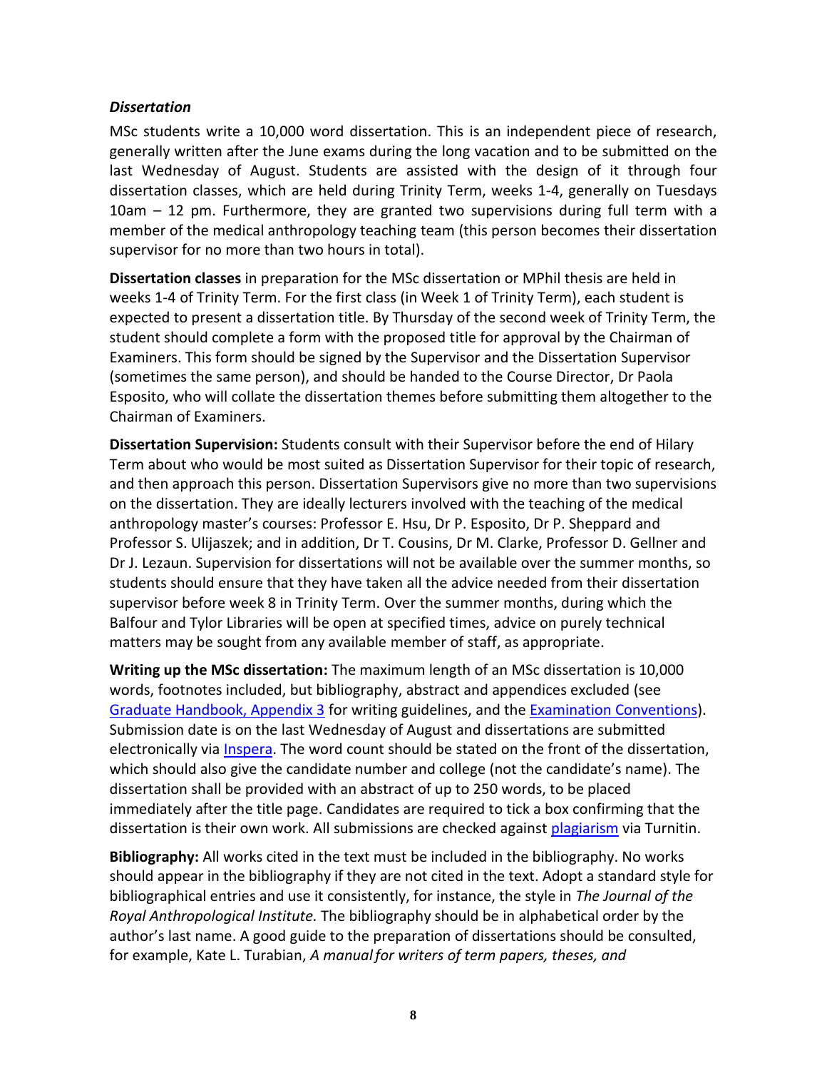***Dissertation***

MSc students write a 10,000 word dissertation. This is an independent piece of research, generally written after the June exams during the long vacation and to be submitted on the last Wednesday of August. Students are assisted with the design of it through four dissertation classes, which are held during Trinity Term, weeks 1-4, generally on Tuesdays 10am – 12 pm. Furthermore, they are granted two supervisions during full term with a member of the medical anthropology teaching team (this person becomes their dissertation supervisor for no more than two hours in total).

**Dissertation classes** in preparation for the MSc dissertation or MPhil thesis are held in weeks 1-4 of Trinity Term. For the first class (in Week 1 of Trinity Term), each student is expected to present a dissertation title. By Thursday of the second week of Trinity Term, the student should complete a form with the proposed title for approval by the Chairman of Examiners. This form should be signed by the Supervisor and the Dissertation Supervisor (sometimes the same person), and should be handed to the Course Director, Dr Paola Esposito, who will collate the dissertation themes before submitting them altogether to the Chairman of Examiners.

**Dissertation Supervision:** Students consult with their Supervisor before the end of Hilary Term about who would be most suited as Dissertation Supervisor for their topic of research, and then approach this person. Dissertation Supervisors give no more than two supervisions on the dissertation. They are ideally lecturers involved with the teaching of the medical anthropology master's courses: Professor E. Hsu, Dr P. Esposito, Dr P. Sheppard and Professor S. Ulijaszek; and in addition, Dr T. Cousins, Dr M. Clarke, Professor D. Gellner and Dr J. Lezaun. Supervision for dissertations will not be available over the summer months, so students should ensure that they have taken all the advice needed from their dissertation supervisor before week 8 in Trinity Term. Over the summer months, during which the Balfour and Tylor Libraries will be open at specified times, advice on purely technical matters may be sought from any available member of staff, as appropriate.

**Writing up the MSc dissertation:** The maximum length of an MSc dissertation is 10,000 words, footnotes included, but bibliography, abstract and appendices excluded (see Graduate Handbook, Appendix 3 for writing guidelines, and the Examination Conventions). Submission date is on the last Wednesday of August and dissertations are submitted electronically via Inspera. The word count should be stated on the front of the dissertation, which should also give the candidate number and college (not the candidate's name). The dissertation shall be provided with an abstract of up to 250 words, to be placed immediately after the title page. Candidates are required to tick a box confirming that the dissertation is their own work. All submissions are checked against plagiarism via Turnitin.

**Bibliography:** All works cited in the text must be included in the bibliography. No works should appear in the bibliography if they are not cited in the text. Adopt a standard style for bibliographical entries and use it consistently, for instance, the style in *The Journal of the Royal Anthropological Institute.* The bibliography should be in alphabetical order by the author's last name. A good guide to the preparation of dissertations should be consulted, for example, Kate L. Turabian, *A manual for writers of term papers, theses, and*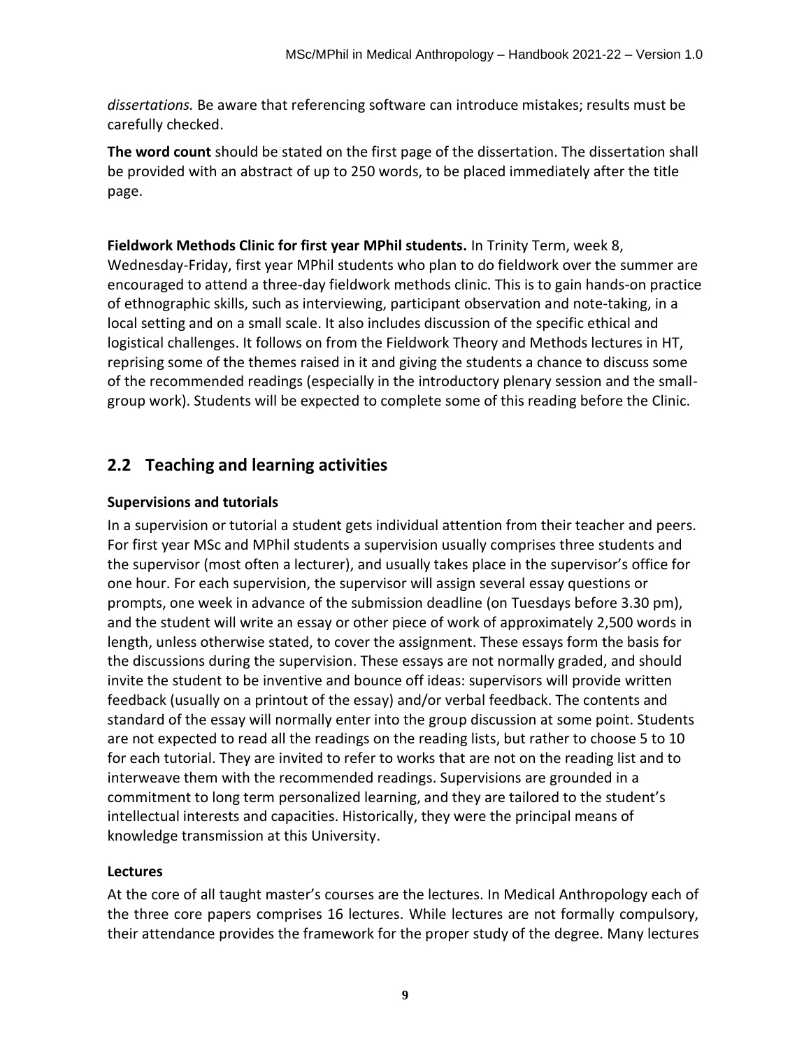*dissertations.* Be aware that referencing software can introduce mistakes; results must be carefully checked.

**The word count** should be stated on the first page of the dissertation. The dissertation shall be provided with an abstract of up to 250 words, to be placed immediately after the title page.

**Fieldwork Methods Clinic for first year MPhil students.** In Trinity Term, week 8, Wednesday-Friday, first year MPhil students who plan to do fieldwork over the summer are encouraged to attend a three-day fieldwork methods clinic. This is to gain hands-on practice of ethnographic skills, such as interviewing, participant observation and note-taking, in a local setting and on a small scale. It also includes discussion of the specific ethical and logistical challenges. It follows on from the Fieldwork Theory and Methods lectures in HT, reprising some of the themes raised in it and giving the students a chance to discuss some of the recommended readings (especially in the introductory plenary session and the small-group work). Students will be expected to complete some of this reading before the Clinic.

## 2.2 Teaching and learning activities

### Supervisions and tutorials

In a supervision or tutorial a student gets individual attention from their teacher and peers. For first year MSc and MPhil students a supervision usually comprises three students and the supervisor (most often a lecturer), and usually takes place in the supervisor's office for one hour. For each supervision, the supervisor will assign several essay questions or prompts, one week in advance of the submission deadline (on Tuesdays before 3.30 pm), and the student will write an essay or other piece of work of approximately 2,500 words in length, unless otherwise stated, to cover the assignment. These essays form the basis for the discussions during the supervision. These essays are not normally graded, and should invite the student to be inventive and bounce off ideas: supervisors will provide written feedback (usually on a printout of the essay) and/or verbal feedback. The contents and standard of the essay will normally enter into the group discussion at some point. Students are not expected to read all the readings on the reading lists, but rather to choose 5 to 10 for each tutorial. They are invited to refer to works that are not on the reading list and to interweave them with the recommended readings. Supervisions are grounded in a commitment to long term personalized learning, and they are tailored to the student's intellectual interests and capacities. Historically, they were the principal means of knowledge transmission at this University.

### Lectures

At the core of all taught master's courses are the lectures. In Medical Anthropology each of the three core papers comprises 16 lectures. While lectures are not formally compulsory, their attendance provides the framework for the proper study of the degree. Many lectures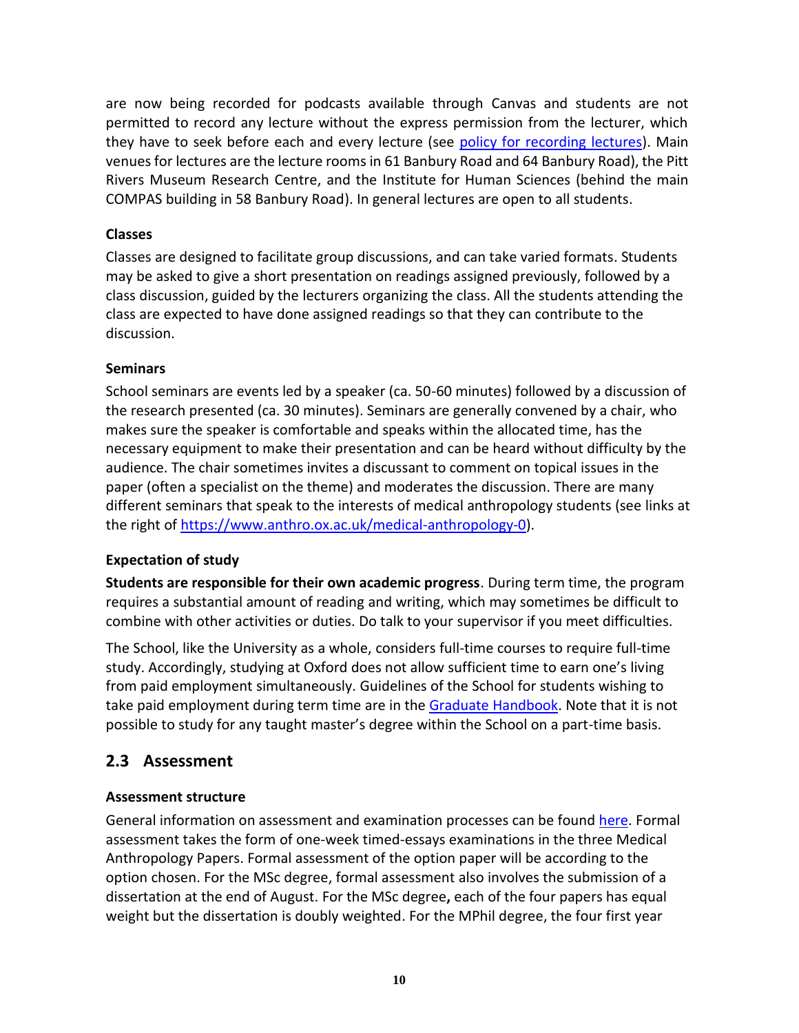are now being recorded for podcasts available through Canvas and students are not permitted to record any lecture without the express permission from the lecturer, which they have to seek before each and every lecture (see [policy for recording lectures]). Main venues for lectures are the lecture rooms in 61 Banbury Road and 64 Banbury Road), the Pitt Rivers Museum Research Centre, and the Institute for Human Sciences (behind the main COMPAS building in 58 Banbury Road). In general lectures are open to all students.

**Classes**

Classes are designed to facilitate group discussions, and can take varied formats. Students may be asked to give a short presentation on readings assigned previously, followed by a class discussion, guided by the lecturers organizing the class. All the students attending the class are expected to have done assigned readings so that they can contribute to the discussion.

**Seminars**

School seminars are events led by a speaker (ca. 50-60 minutes) followed by a discussion of the research presented (ca. 30 minutes). Seminars are generally convened by a chair, who makes sure the speaker is comfortable and speaks within the allocated time, has the necessary equipment to make their presentation and can be heard without difficulty by the audience. The chair sometimes invites a discussant to comment on topical issues in the paper (often a specialist on the theme) and moderates the discussion. There are many different seminars that speak to the interests of medical anthropology students (see links at the right of https://www.anthro.ox.ac.uk/medical-anthropology-0).

**Expectation of study**

**Students are responsible for their own academic progress**. During term time, the program requires a substantial amount of reading and writing, which may sometimes be difficult to combine with other activities or duties. Do talk to your supervisor if you meet difficulties.

The School, like the University as a whole, considers full-time courses to require full-time study. Accordingly, studying at Oxford does not allow sufficient time to earn one's living from paid employment simultaneously. Guidelines of the School for students wishing to take paid employment during term time are in the Graduate Handbook. Note that it is not possible to study for any taught master's degree within the School on a part-time basis.

## 2.3 Assessment

**Assessment structure**

General information on assessment and examination processes can be found here. Formal assessment takes the form of one-week timed-essays examinations in the three Medical Anthropology Papers. Formal assessment of the option paper will be according to the option chosen. For the MSc degree, formal assessment also involves the submission of a dissertation at the end of August. For the MSc degree**,** each of the four papers has equal weight but the dissertation is doubly weighted. For the MPhil degree, the four first year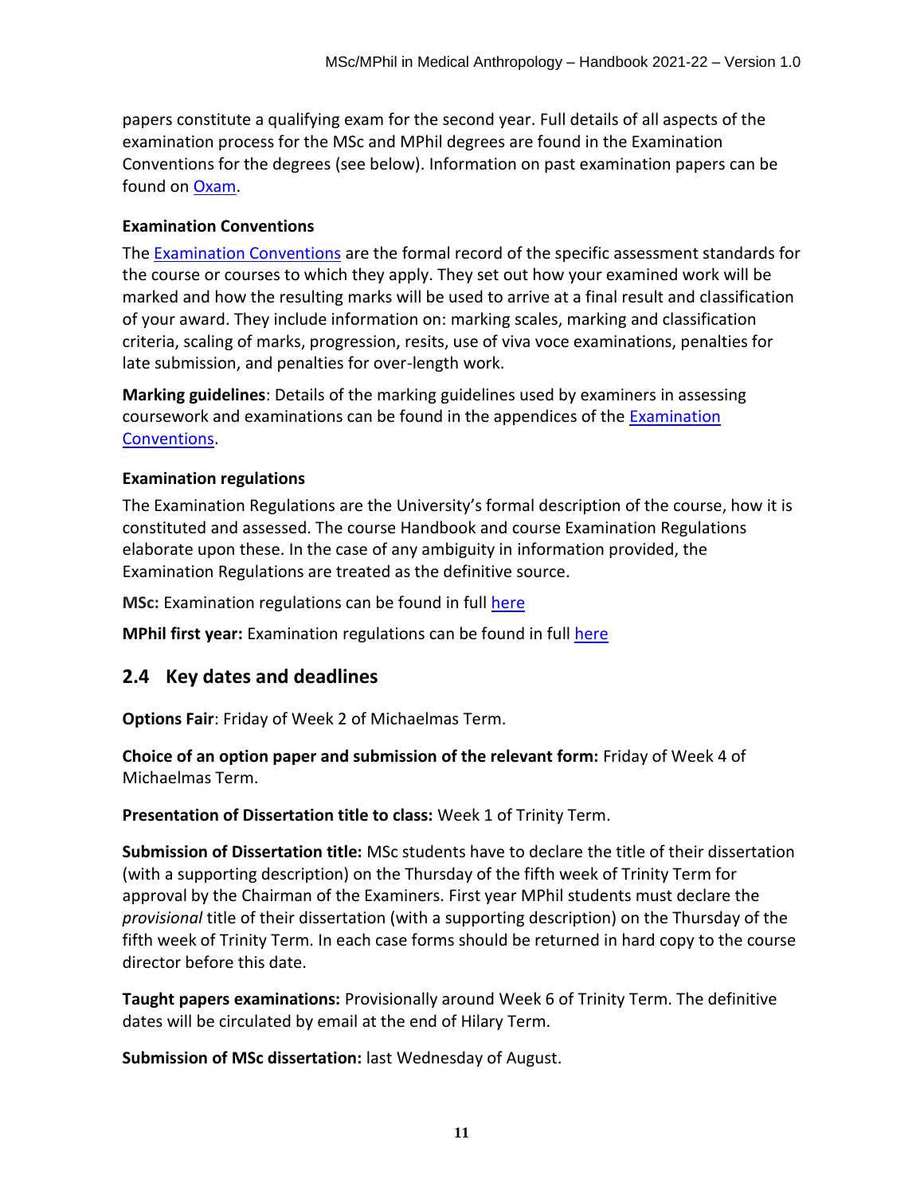papers constitute a qualifying exam for the second year. Full details of all aspects of the examination process for the MSc and MPhil degrees are found in the Examination Conventions for the degrees (see below). Information on past examination papers can be found on Oxam.

**Examination Conventions**

The Examination Conventions are the formal record of the specific assessment standards for the course or courses to which they apply. They set out how your examined work will be marked and how the resulting marks will be used to arrive at a final result and classification of your award. They include information on: marking scales, marking and classification criteria, scaling of marks, progression, resits, use of viva voce examinations, penalties for late submission, and penalties for over-length work.

**Marking guidelines**: Details of the marking guidelines used by examiners in assessing coursework and examinations can be found in the appendices of the Examination Conventions.

**Examination regulations**

The Examination Regulations are the University's formal description of the course, how it is constituted and assessed. The course Handbook and course Examination Regulations elaborate upon these. In the case of any ambiguity in information provided, the Examination Regulations are treated as the definitive source.

**MSc:** Examination regulations can be found in full here

**MPhil first year:** Examination regulations can be found in full here

## 2.4 Key dates and deadlines

**Options Fair**: Friday of Week 2 of Michaelmas Term.

**Choice of an option paper and submission of the relevant form:** Friday of Week 4 of Michaelmas Term.

**Presentation of Dissertation title to class:** Week 1 of Trinity Term.

**Submission of Dissertation title:** MSc students have to declare the title of their dissertation (with a supporting description) on the Thursday of the fifth week of Trinity Term for approval by the Chairman of the Examiners. First year MPhil students must declare the *provisional* title of their dissertation (with a supporting description) on the Thursday of the fifth week of Trinity Term. In each case forms should be returned in hard copy to the course director before this date.

**Taught papers examinations:** Provisionally around Week 6 of Trinity Term. The definitive dates will be circulated by email at the end of Hilary Term.

**Submission of MSc dissertation:** last Wednesday of August.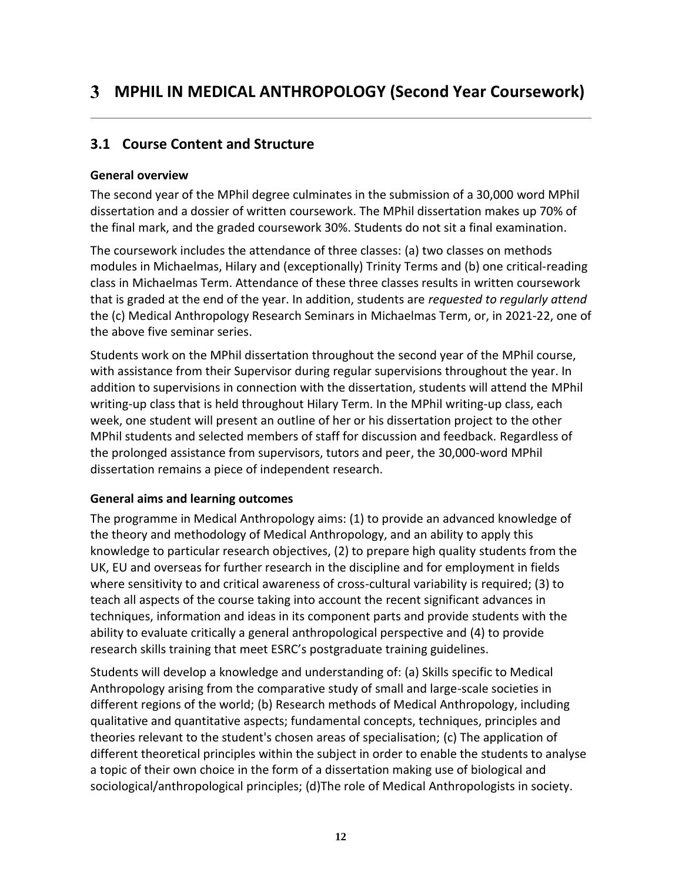# 3 MPHIL IN MEDICAL ANTHROPOLOGY (Second Year Coursework)

## 3.1 Course Content and Structure

### General overview

The second year of the MPhil degree culminates in the submission of a 30,000 word MPhil dissertation and a dossier of written coursework. The MPhil dissertation makes up 70% of the final mark, and the graded coursework 30%. Students do not sit a final examination.

The coursework includes the attendance of three classes: (a) two classes on methods modules in Michaelmas, Hilary and (exceptionally) Trinity Terms and (b) one critical-reading class in Michaelmas Term. Attendance of these three classes results in written coursework that is graded at the end of the year. In addition, students are *requested to regularly attend* the (c) Medical Anthropology Research Seminars in Michaelmas Term, or, in 2021-22, one of the above five seminar series.

Students work on the MPhil dissertation throughout the second year of the MPhil course, with assistance from their Supervisor during regular supervisions throughout the year. In addition to supervisions in connection with the dissertation, students will attend the MPhil writing-up class that is held throughout Hilary Term. In the MPhil writing-up class, each week, one student will present an outline of her or his dissertation project to the other MPhil students and selected members of staff for discussion and feedback. Regardless of the prolonged assistance from supervisors, tutors and peer, the 30,000-word MPhil dissertation remains a piece of independent research.

### General aims and learning outcomes

The programme in Medical Anthropology aims: (1) to provide an advanced knowledge of the theory and methodology of Medical Anthropology, and an ability to apply this knowledge to particular research objectives, (2) to prepare high quality students from the UK, EU and overseas for further research in the discipline and for employment in fields where sensitivity to and critical awareness of cross-cultural variability is required; (3) to teach all aspects of the course taking into account the recent significant advances in techniques, information and ideas in its component parts and provide students with the ability to evaluate critically a general anthropological perspective and (4) to provide research skills training that meet ESRC's postgraduate training guidelines.

Students will develop a knowledge and understanding of: (a) Skills specific to Medical Anthropology arising from the comparative study of small and large-scale societies in different regions of the world; (b) Research methods of Medical Anthropology, including qualitative and quantitative aspects; fundamental concepts, techniques, principles and theories relevant to the student's chosen areas of specialisation; (c) The application of different theoretical principles within the subject in order to enable the students to analyse a topic of their own choice in the form of a dissertation making use of biological and sociological/anthropological principles; (d)The role of Medical Anthropologists in society.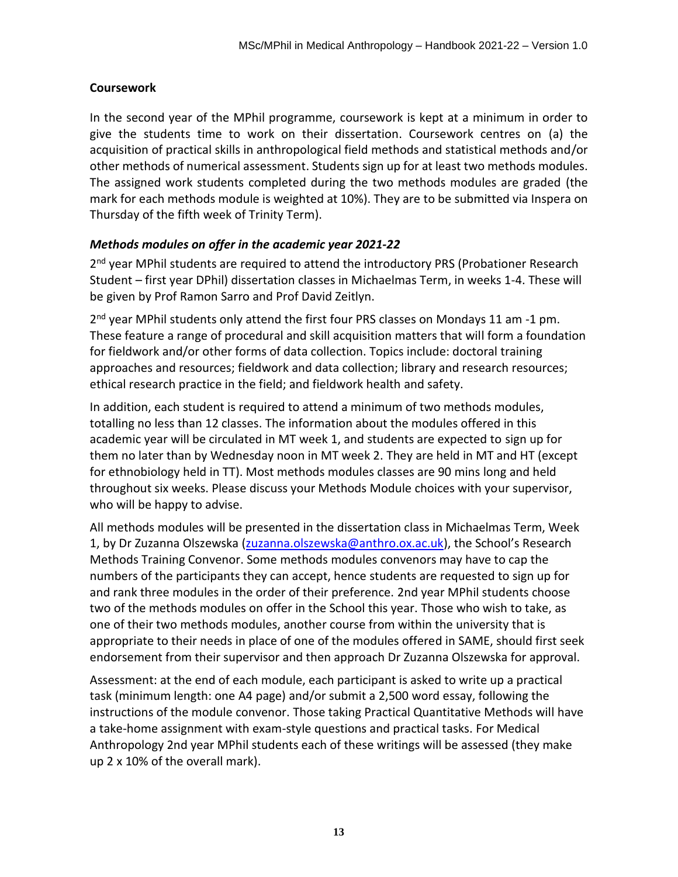### Coursework

In the second year of the MPhil programme, coursework is kept at a minimum in order to give the students time to work on their dissertation. Coursework centres on (a) the acquisition of practical skills in anthropological field methods and statistical methods and/or other methods of numerical assessment. Students sign up for at least two methods modules. The assigned work students completed during the two methods modules are graded (the mark for each methods module is weighted at 10%). They are to be submitted via Inspera on Thursday of the fifth week of Trinity Term).

### *Methods modules on offer in the academic year 2021-22*

2nd year MPhil students are required to attend the introductory PRS (Probationer Research Student – first year DPhil) dissertation classes in Michaelmas Term, in weeks 1-4. These will be given by Prof Ramon Sarro and Prof David Zeitlyn.

2nd year MPhil students only attend the first four PRS classes on Mondays 11 am -1 pm. These feature a range of procedural and skill acquisition matters that will form a foundation for fieldwork and/or other forms of data collection. Topics include: doctoral training approaches and resources; fieldwork and data collection; library and research resources; ethical research practice in the field; and fieldwork health and safety.

In addition, each student is required to attend a minimum of two methods modules, totalling no less than 12 classes. The information about the modules offered in this academic year will be circulated in MT week 1, and students are expected to sign up for them no later than by Wednesday noon in MT week 2. They are held in MT and HT (except for ethnobiology held in TT). Most methods modules classes are 90 mins long and held throughout six weeks. Please discuss your Methods Module choices with your supervisor, who will be happy to advise.

All methods modules will be presented in the dissertation class in Michaelmas Term, Week 1, by Dr Zuzanna Olszewska (zuzanna.olszewska@anthro.ox.ac.uk), the School's Research Methods Training Convenor. Some methods modules convenors may have to cap the numbers of the participants they can accept, hence students are requested to sign up for and rank three modules in the order of their preference. 2nd year MPhil students choose two of the methods modules on offer in the School this year. Those who wish to take, as one of their two methods modules, another course from within the university that is appropriate to their needs in place of one of the modules offered in SAME, should first seek endorsement from their supervisor and then approach Dr Zuzanna Olszewska for approval.

Assessment: at the end of each module, each participant is asked to write up a practical task (minimum length: one A4 page) and/or submit a 2,500 word essay, following the instructions of the module convenor. Those taking Practical Quantitative Methods will have a take-home assignment with exam-style questions and practical tasks. For Medical Anthropology 2nd year MPhil students each of these writings will be assessed (they make up 2 x 10% of the overall mark).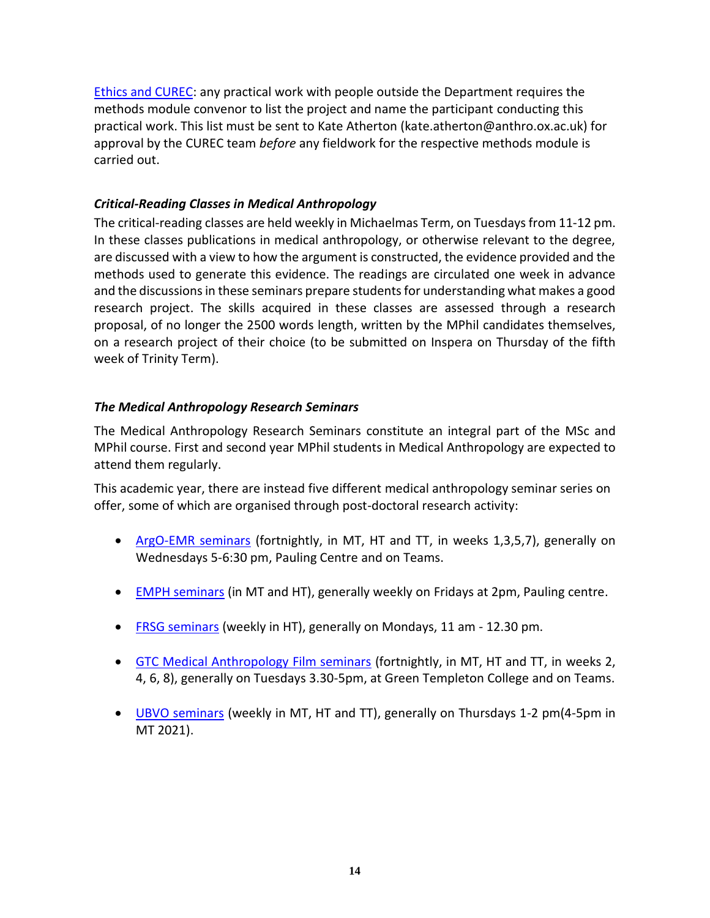[Ethics and CUREC](#): any practical work with people outside the Department requires the methods module convenor to list the project and name the participant conducting this practical work. This list must be sent to Kate Atherton (kate.atherton@anthro.ox.ac.uk) for approval by the CUREC team *before* any fieldwork for the respective methods module is carried out.

### *Critical-Reading Classes in Medical Anthropology*

The critical-reading classes are held weekly in Michaelmas Term, on Tuesdays from 11-12 pm. In these classes publications in medical anthropology, or otherwise relevant to the degree, are discussed with a view to how the argument is constructed, the evidence provided and the methods used to generate this evidence. The readings are circulated one week in advance and the discussions in these seminars prepare students for understanding what makes a good research project. The skills acquired in these classes are assessed through a research proposal, of no longer the 2500 words length, written by the MPhil candidates themselves, on a research project of their choice (to be submitted on Inspera on Thursday of the fifth week of Trinity Term).

### *The Medical Anthropology Research Seminars*

The Medical Anthropology Research Seminars constitute an integral part of the MSc and MPhil course. First and second year MPhil students in Medical Anthropology are expected to attend them regularly.

This academic year, there are instead five different medical anthropology seminar series on offer, some of which are organised through post-doctoral research activity:

- [ArgO-EMR seminars](#) (fortnightly, in MT, HT and TT, in weeks 1,3,5,7), generally on Wednesdays 5-6:30 pm, Pauling Centre and on Teams.
- [EMPH seminars](#) (in MT and HT), generally weekly on Fridays at 2pm, Pauling centre.
- [FRSG seminars](#) (weekly in HT), generally on Mondays, 11 am - 12.30 pm.
- [GTC Medical Anthropology Film seminars](#) (fortnightly, in MT, HT and TT, in weeks 2, 4, 6, 8), generally on Tuesdays 3.30-5pm, at Green Templeton College and on Teams.
- [UBVO seminars](#) (weekly in MT, HT and TT), generally on Thursdays 1-2 pm(4-5pm in MT 2021).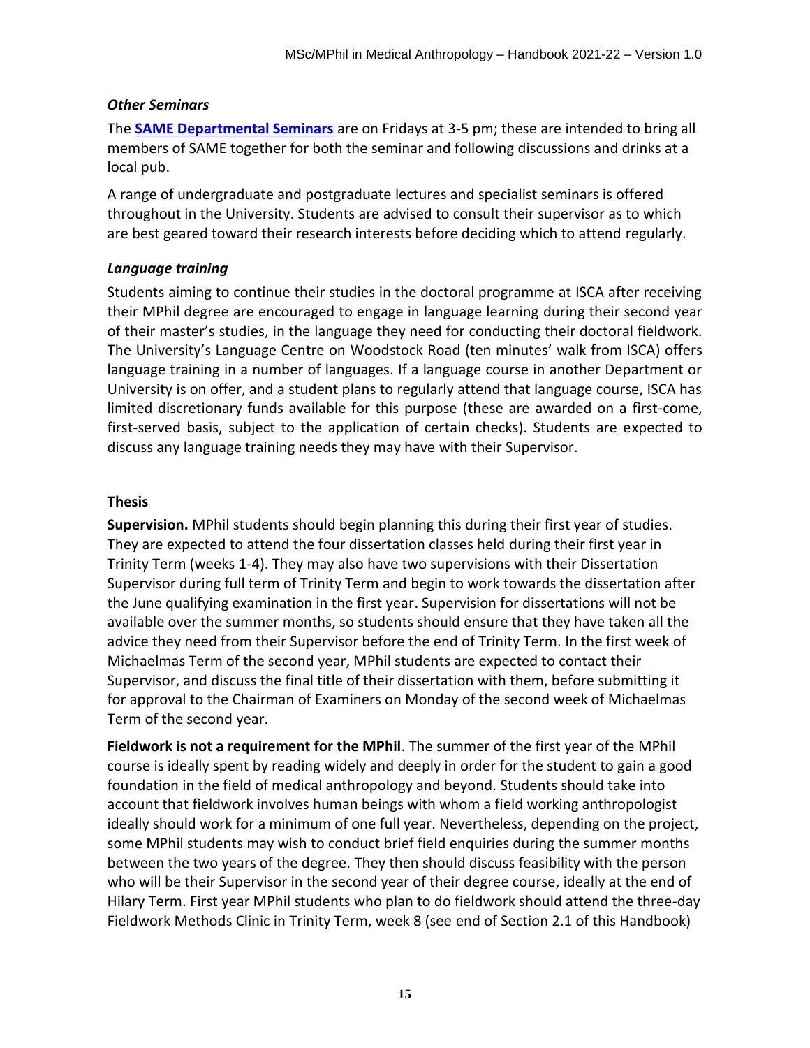### *Other Seminars*

The **SAME Departmental Seminars** are on Fridays at 3-5 pm; these are intended to bring all members of SAME together for both the seminar and following discussions and drinks at a local pub.

A range of undergraduate and postgraduate lectures and specialist seminars is offered throughout in the University. Students are advised to consult their supervisor as to which are best geared toward their research interests before deciding which to attend regularly.

### *Language training*

Students aiming to continue their studies in the doctoral programme at ISCA after receiving their MPhil degree are encouraged to engage in language learning during their second year of their master's studies, in the language they need for conducting their doctoral fieldwork. The University's Language Centre on Woodstock Road (ten minutes' walk from ISCA) offers language training in a number of languages. If a language course in another Department or University is on offer, and a student plans to regularly attend that language course, ISCA has limited discretionary funds available for this purpose (these are awarded on a first-come, first-served basis, subject to the application of certain checks). Students are expected to discuss any language training needs they may have with their Supervisor.

### Thesis

**Supervision.** MPhil students should begin planning this during their first year of studies. They are expected to attend the four dissertation classes held during their first year in Trinity Term (weeks 1-4). They may also have two supervisions with their Dissertation Supervisor during full term of Trinity Term and begin to work towards the dissertation after the June qualifying examination in the first year. Supervision for dissertations will not be available over the summer months, so students should ensure that they have taken all the advice they need from their Supervisor before the end of Trinity Term. In the first week of Michaelmas Term of the second year, MPhil students are expected to contact their Supervisor, and discuss the final title of their dissertation with them, before submitting it for approval to the Chairman of Examiners on Monday of the second week of Michaelmas Term of the second year.

**Fieldwork is not a requirement for the MPhil**. The summer of the first year of the MPhil course is ideally spent by reading widely and deeply in order for the student to gain a good foundation in the field of medical anthropology and beyond. Students should take into account that fieldwork involves human beings with whom a field working anthropologist ideally should work for a minimum of one full year. Nevertheless, depending on the project, some MPhil students may wish to conduct brief field enquiries during the summer months between the two years of the degree. They then should discuss feasibility with the person who will be their Supervisor in the second year of their degree course, ideally at the end of Hilary Term. First year MPhil students who plan to do fieldwork should attend the three-day Fieldwork Methods Clinic in Trinity Term, week 8 (see end of Section 2.1 of this Handbook)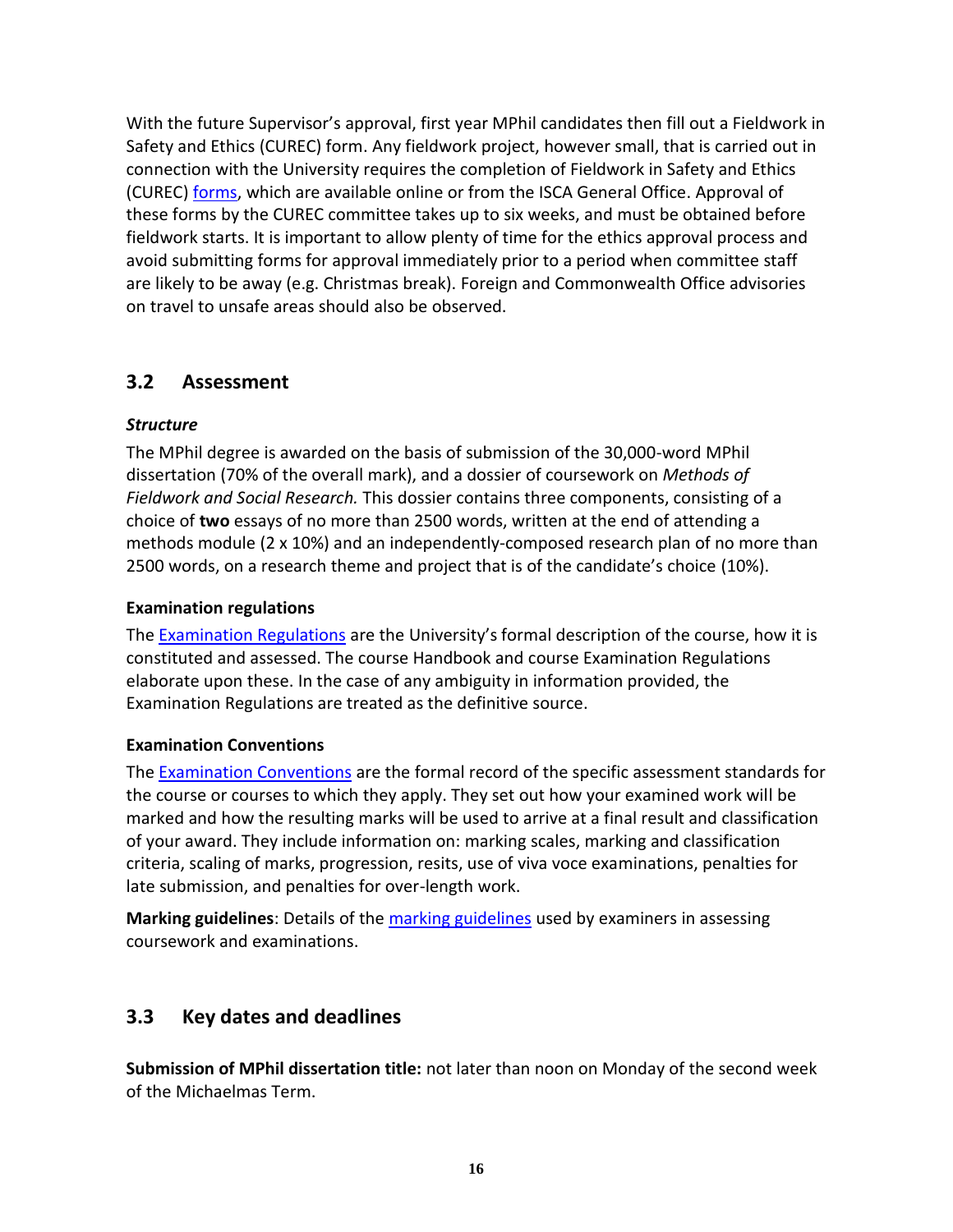With the future Supervisor's approval, first year MPhil candidates then fill out a Fieldwork in Safety and Ethics (CUREC) form. Any fieldwork project, however small, that is carried out in connection with the University requires the completion of Fieldwork in Safety and Ethics (CUREC) forms, which are available online or from the ISCA General Office. Approval of these forms by the CUREC committee takes up to six weeks, and must be obtained before fieldwork starts. It is important to allow plenty of time for the ethics approval process and avoid submitting forms for approval immediately prior to a period when committee staff are likely to be away (e.g. Christmas break). Foreign and Commonwealth Office advisories on travel to unsafe areas should also be observed.

## 3.2 Assessment

***Structure***

The MPhil degree is awarded on the basis of submission of the 30,000-word MPhil dissertation (70% of the overall mark), and a dossier of coursework on *Methods of Fieldwork and Social Research.* This dossier contains three components, consisting of a choice of **two** essays of no more than 2500 words, written at the end of attending a methods module (2 x 10%) and an independently-composed research plan of no more than 2500 words, on a research theme and project that is of the candidate's choice (10%).

**Examination regulations**

The Examination Regulations are the University's formal description of the course, how it is constituted and assessed. The course Handbook and course Examination Regulations elaborate upon these. In the case of any ambiguity in information provided, the Examination Regulations are treated as the definitive source.

**Examination Conventions**

The Examination Conventions are the formal record of the specific assessment standards for the course or courses to which they apply. They set out how your examined work will be marked and how the resulting marks will be used to arrive at a final result and classification of your award. They include information on: marking scales, marking and classification criteria, scaling of marks, progression, resits, use of viva voce examinations, penalties for late submission, and penalties for over-length work.

**Marking guidelines**: Details of the marking guidelines used by examiners in assessing coursework and examinations.

## 3.3 Key dates and deadlines

**Submission of MPhil dissertation title:** not later than noon on Monday of the second week of the Michaelmas Term.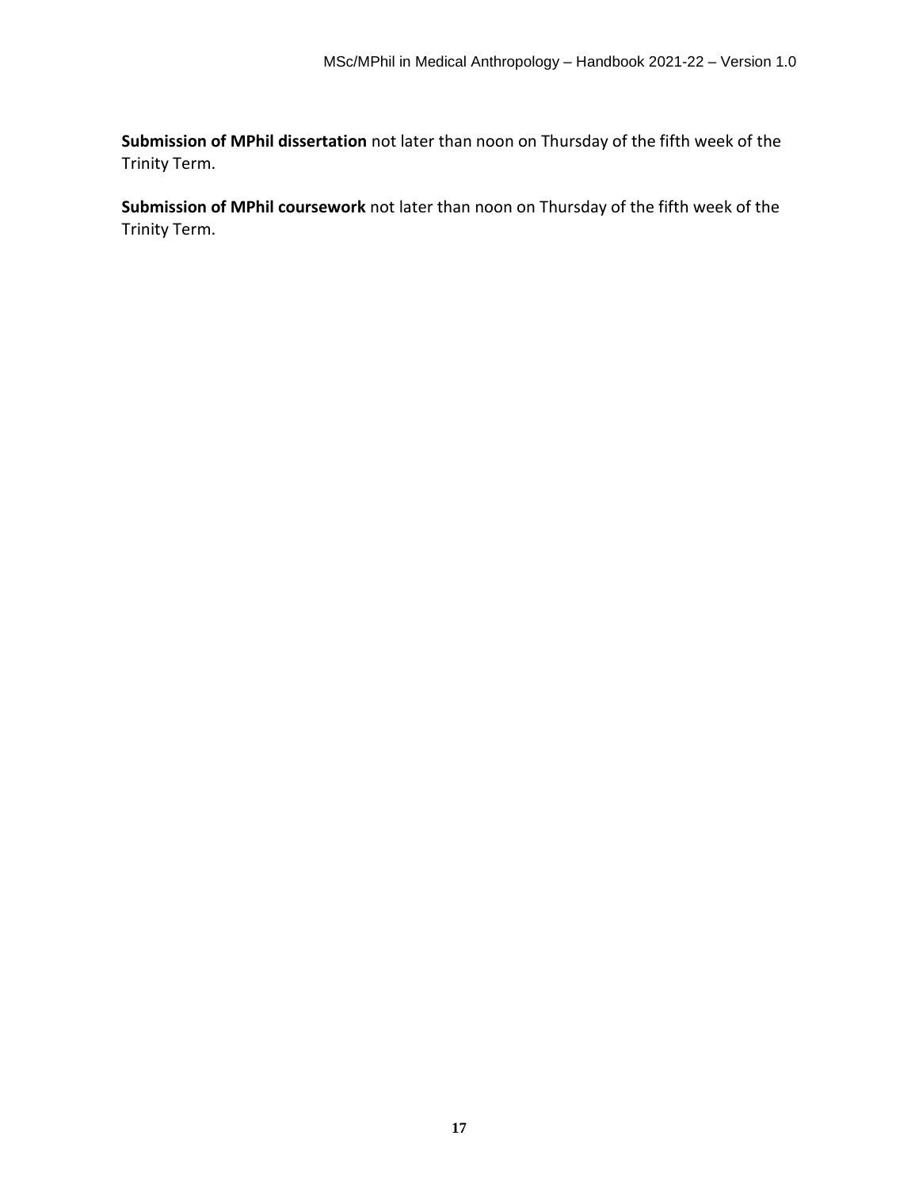**Submission of MPhil dissertation** not later than noon on Thursday of the fifth week of the Trinity Term.

**Submission of MPhil coursework** not later than noon on Thursday of the fifth week of the Trinity Term.